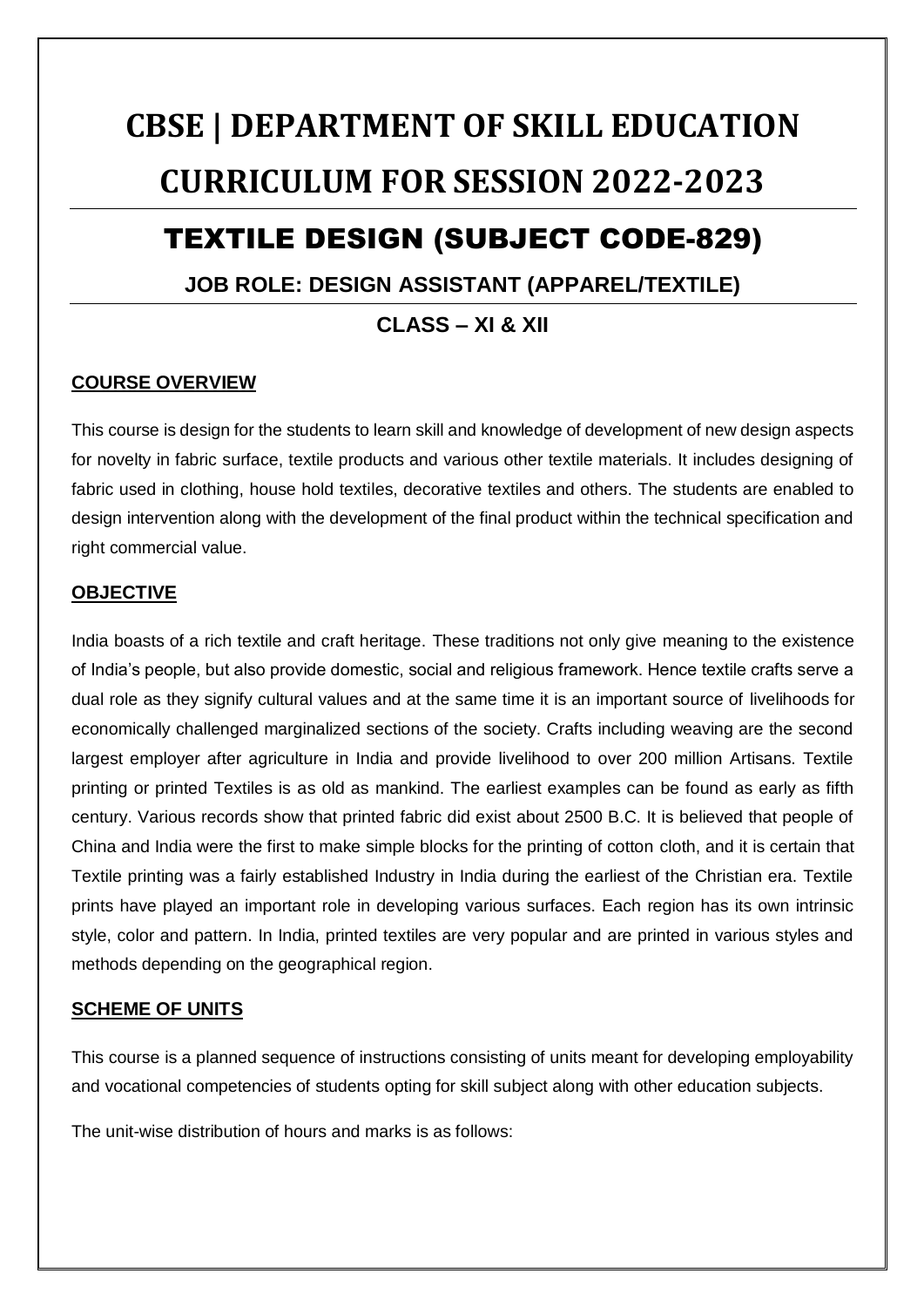# CBSE | DEPARTMENT OF SKILL EDUCATION

# CURRICULUM FOR SESSION 2022-2023

## TEXTILE DESIGN (SUBJECT CODE-829)

**JOB ROLE: DESIGN ASSISTANT (APPAREL/TEXTILE)**

**CLASS – XI & XII**

### COURSE OVERVIEW

This course is design for the students to learn skill and knowledge of development of new design aspects for novelty in fabric surface, textile products and various other textile materials. It includes designing of fabric used in clothing, house hold textiles, decorative textiles and others. The students are enabled to design intervention along with the development of the final product within the technical specification and right commercial value.

### OBJECTIVE

India boasts of a rich textile and craft heritage. These traditions not only give meaning to the existence of India's people, but also provide domestic, social and religious framework. Hence textile crafts serve a dual role as they signify cultural values and at the same time it is an important source of livelihoods for economically challenged marginalized sections of the society. Crafts including weaving are the second largest employer after agriculture in India and provide livelihood to over 200 million Artisans. Textile printing or printed Textiles is as old as mankind. The earliest examples can be found as early as fifth century. Various records show that printed fabric did exist about 2500 B.C. It is believed that people of China and India were the first to make simple blocks for the printing of cotton cloth, and it is certain that Textile printing was a fairly established Industry in India during the earliest of the Christian era. Textile prints have played an important role in developing various surfaces. Each region has its own intrinsic style, color and pattern. In India, printed textiles are very popular and are printed in various styles and methods depending on the geographical region.

### SCHEME OF UNITS

This course is a planned sequence of instructions consisting of units meant for developing employability and vocational competencies of students opting for skill subject along with other education subjects.

The unit-wise distribution of hours and marks is as follows: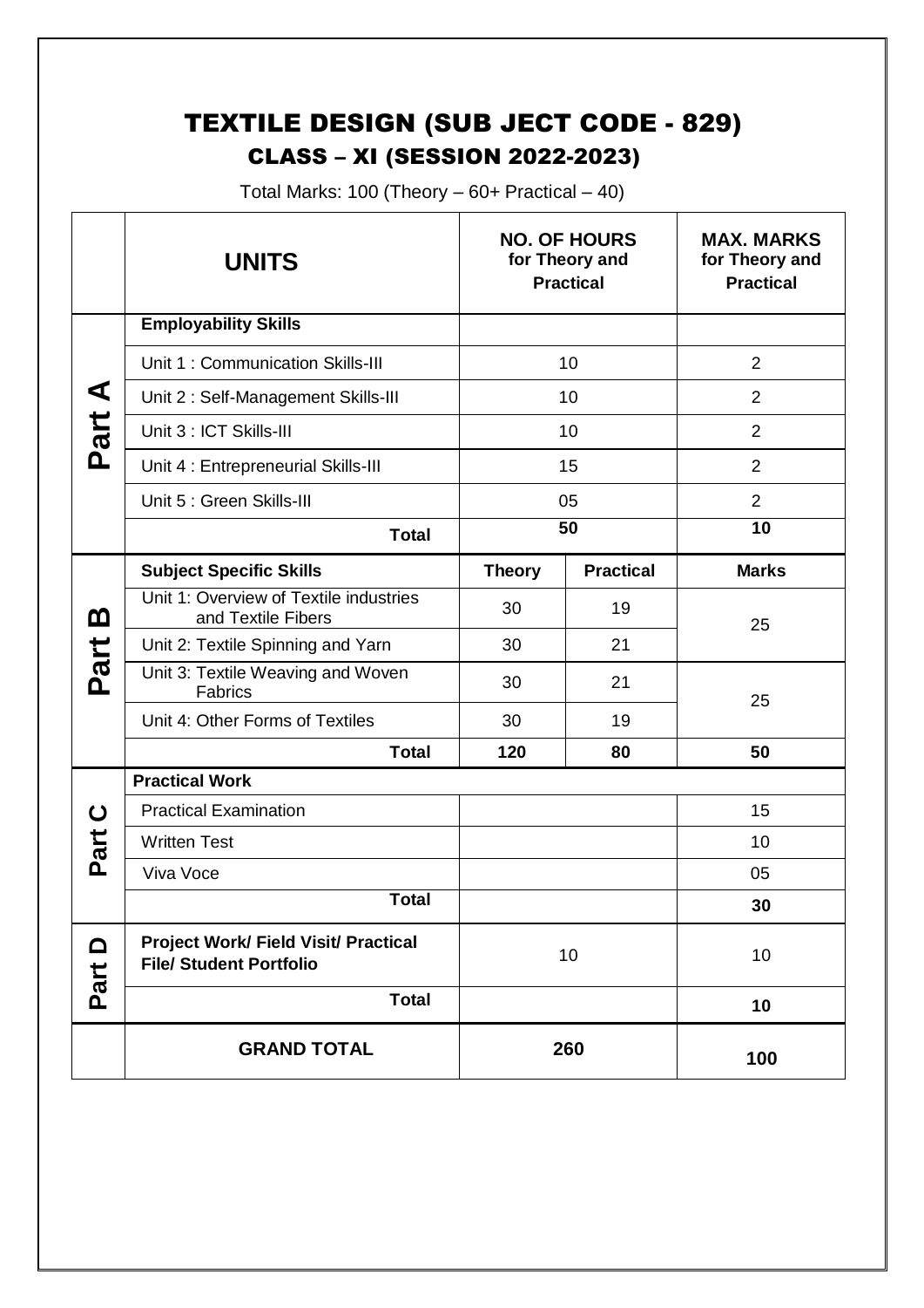# TEXTILE DESIGN (SUB JECT CODE - 829)

## CLASS – XI (SESSION 2022-2023)

Total Marks: 100 (Theory – 60+ Practical – 40)

| | UNITS | NO. OF HOURS for Theory and Practical | | MAX. MARKS for Theory and Practical |
|---|---|---|---|---|
| **Part A** | **Employability Skills** | | | |
| | Unit 1 : Communication Skills-III | 10 | | 2 |
| | Unit 2 : Self-Management Skills-III | 10 | | 2 |
| | Unit 3 : ICT Skills-III | 10 | | 2 |
| | Unit 4 : Entrepreneurial Skills-III | 15 | | 2 |
| | Unit 5 : Green Skills-III | 05 | | 2 |
| | **Total** | **50** | | **10** |
| **Part B** | **Subject Specific Skills** | **Theory** | **Practical** | **Marks** |
| | Unit 1: Overview of Textile industries and Textile Fibers | 30 | 19 | 25 |
| | Unit 2: Textile Spinning and Yarn | 30 | 21 | |
| | Unit 3: Textile Weaving and Woven Fabrics | 30 | 21 | 25 |
| | Unit 4: Other Forms of Textiles | 30 | 19 | |
| | **Total** | **120** | **80** | **50** |
| **Part C** | **Practical Work** | | | |
| | Practical Examination | | | 15 |
| | Written Test | | | 10 |
| | Viva Voce | | | 05 |
| | **Total** | | | **30** |
| **Part D** | **Project Work/ Field Visit/ Practical File/ Student Portfolio** | 10 | | 10 |
| | **Total** | | | **10** |
| | **GRAND TOTAL** | **260** | | **100** |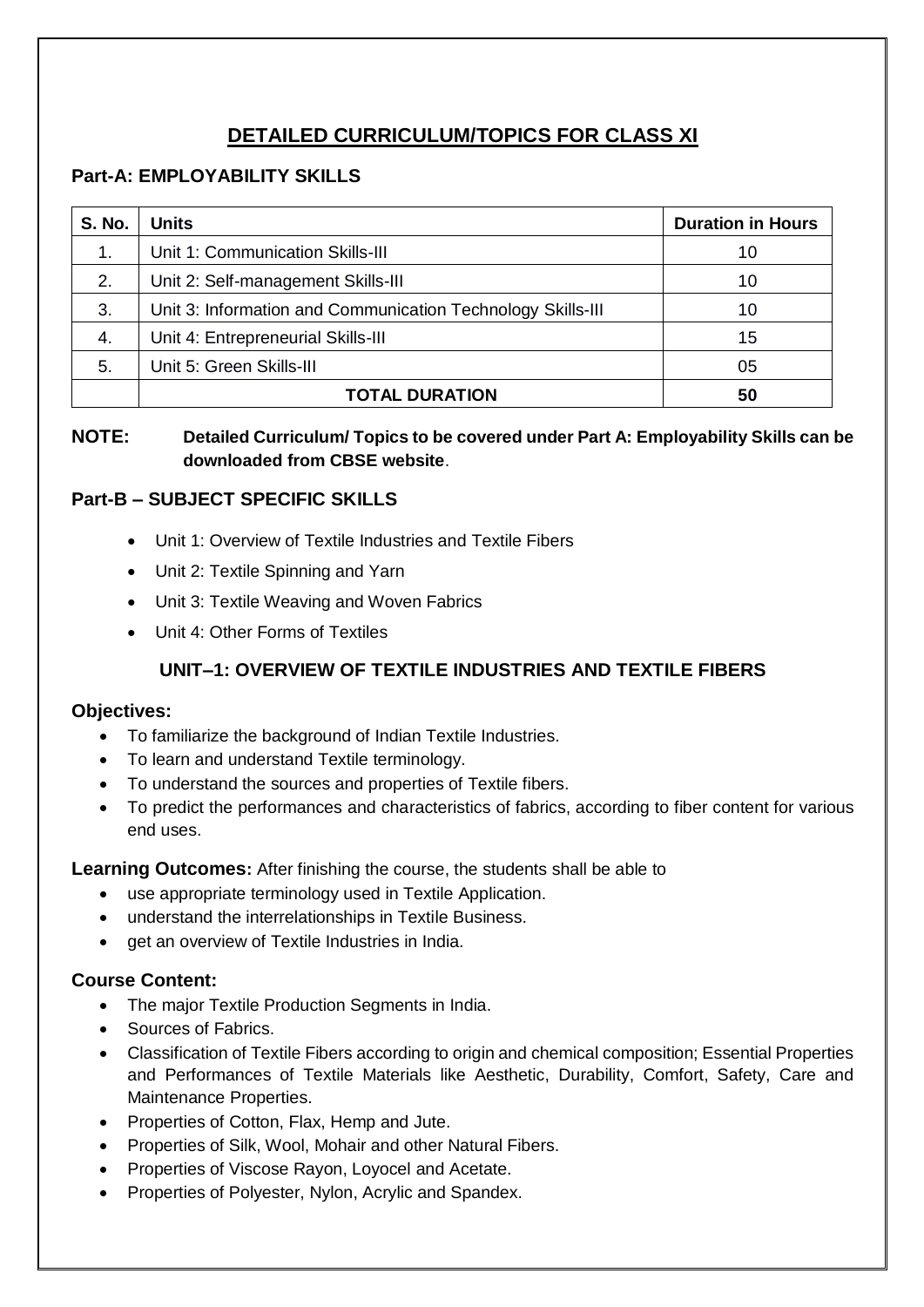# DETAILED CURRICULUM/TOPICS FOR CLASS XI

## Part-A: EMPLOYABILITY SKILLS

| S. No. | Units | Duration in Hours |
|---|---|---|
| 1. | Unit 1: Communication Skills-III | 10 |
| 2. | Unit 2: Self-management Skills-III | 10 |
| 3. | Unit 3: Information and Communication Technology Skills-III | 10 |
| 4. | Unit 4: Entrepreneurial Skills-III | 15 |
| 5. | Unit 5: Green Skills-III | 05 |
| | **TOTAL DURATION** | **50** |

**NOTE:** **Detailed Curriculum/ Topics to be covered under Part A: Employability Skills can be downloaded from CBSE website**.

## Part-B – SUBJECT SPECIFIC SKILLS

- Unit 1: Overview of Textile Industries and Textile Fibers
- Unit 2: Textile Spinning and Yarn
- Unit 3: Textile Weaving and Woven Fabrics
- Unit 4: Other Forms of Textiles

### UNIT–1: OVERVIEW OF TEXTILE INDUSTRIES AND TEXTILE FIBERS

**Objectives:**

- To familiarize the background of Indian Textile Industries.
- To learn and understand Textile terminology.
- To understand the sources and properties of Textile fibers.
- To predict the performances and characteristics of fabrics, according to fiber content for various end uses.

**Learning Outcomes:** After finishing the course, the students shall be able to

- use appropriate terminology used in Textile Application.
- understand the interrelationships in Textile Business.
- get an overview of Textile Industries in India.

**Course Content:**

- The major Textile Production Segments in India.
- Sources of Fabrics.
- Classification of Textile Fibers according to origin and chemical composition; Essential Properties and Performances of Textile Materials like Aesthetic, Durability, Comfort, Safety, Care and Maintenance Properties.
- Properties of Cotton, Flax, Hemp and Jute.
- Properties of Silk, Wool, Mohair and other Natural Fibers.
- Properties of Viscose Rayon, Loyocel and Acetate.
- Properties of Polyester, Nylon, Acrylic and Spandex.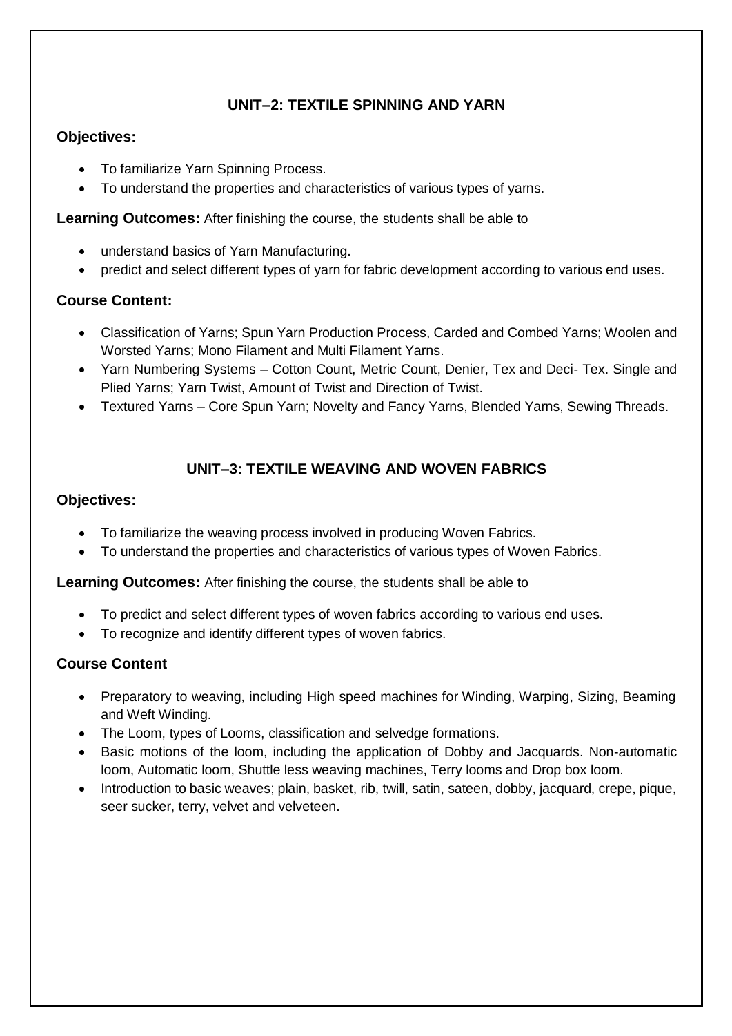## UNIT–2: TEXTILE SPINNING AND YARN

**Objectives:**

- To familiarize Yarn Spinning Process.
- To understand the properties and characteristics of various types of yarns.

**Learning Outcomes:** After finishing the course, the students shall be able to

- understand basics of Yarn Manufacturing.
- predict and select different types of yarn for fabric development according to various end uses.

**Course Content:**

- Classification of Yarns; Spun Yarn Production Process, Carded and Combed Yarns; Woolen and Worsted Yarns; Mono Filament and Multi Filament Yarns.
- Yarn Numbering Systems – Cotton Count, Metric Count, Denier, Tex and Deci- Tex. Single and Plied Yarns; Yarn Twist, Amount of Twist and Direction of Twist.
- Textured Yarns – Core Spun Yarn; Novelty and Fancy Yarns, Blended Yarns, Sewing Threads.

## UNIT–3: TEXTILE WEAVING AND WOVEN FABRICS

**Objectives:**

- To familiarize the weaving process involved in producing Woven Fabrics.
- To understand the properties and characteristics of various types of Woven Fabrics.

**Learning Outcomes:** After finishing the course, the students shall be able to

- To predict and select different types of woven fabrics according to various end uses.
- To recognize and identify different types of woven fabrics.

**Course Content**

- Preparatory to weaving, including High speed machines for Winding, Warping, Sizing, Beaming and Weft Winding.
- The Loom, types of Looms, classification and selvedge formations.
- Basic motions of the loom, including the application of Dobby and Jacquards. Non-automatic loom, Automatic loom, Shuttle less weaving machines, Terry looms and Drop box loom.
- Introduction to basic weaves; plain, basket, rib, twill, satin, sateen, dobby, jacquard, crepe, pique, seer sucker, terry, velvet and velveteen.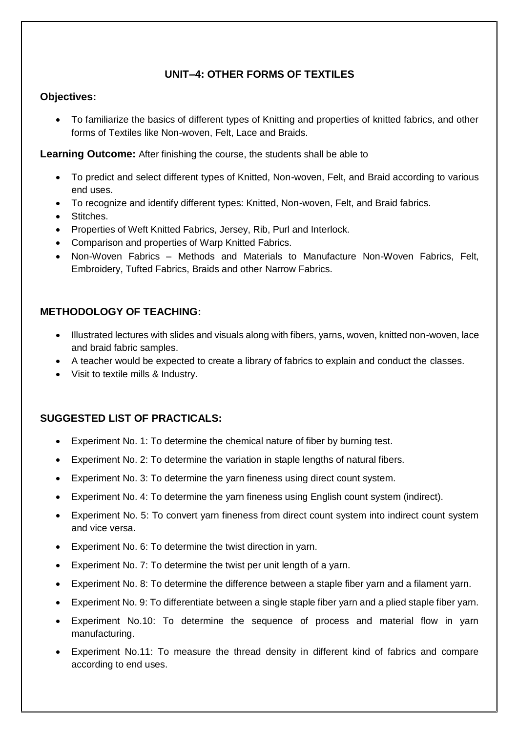## UNIT–4: OTHER FORMS OF TEXTILES

**Objectives:**

- To familiarize the basics of different types of Knitting and properties of knitted fabrics, and other forms of Textiles like Non-woven, Felt, Lace and Braids.

**Learning Outcome:** After finishing the course, the students shall be able to

- To predict and select different types of Knitted, Non-woven, Felt, and Braid according to various end uses.
- To recognize and identify different types: Knitted, Non-woven, Felt, and Braid fabrics.
- Stitches.
- Properties of Weft Knitted Fabrics, Jersey, Rib, Purl and Interlock.
- Comparison and properties of Warp Knitted Fabrics.
- Non-Woven Fabrics – Methods and Materials to Manufacture Non-Woven Fabrics, Felt, Embroidery, Tufted Fabrics, Braids and other Narrow Fabrics.

### METHODOLOGY OF TEACHING:

- Illustrated lectures with slides and visuals along with fibers, yarns, woven, knitted non-woven, lace and braid fabric samples.
- A teacher would be expected to create a library of fabrics to explain and conduct the classes.
- Visit to textile mills & Industry.

### SUGGESTED LIST OF PRACTICALS:

- Experiment No. 1: To determine the chemical nature of fiber by burning test.
- Experiment No. 2: To determine the variation in staple lengths of natural fibers.
- Experiment No. 3: To determine the yarn fineness using direct count system.
- Experiment No. 4: To determine the yarn fineness using English count system (indirect).
- Experiment No. 5: To convert yarn fineness from direct count system into indirect count system and vice versa.
- Experiment No. 6: To determine the twist direction in yarn.
- Experiment No. 7: To determine the twist per unit length of a yarn.
- Experiment No. 8: To determine the difference between a staple fiber yarn and a filament yarn.
- Experiment No. 9: To differentiate between a single staple fiber yarn and a plied staple fiber yarn.
- Experiment No.10: To determine the sequence of process and material flow in yarn manufacturing.
- Experiment No.11: To measure the thread density in different kind of fabrics and compare according to end uses.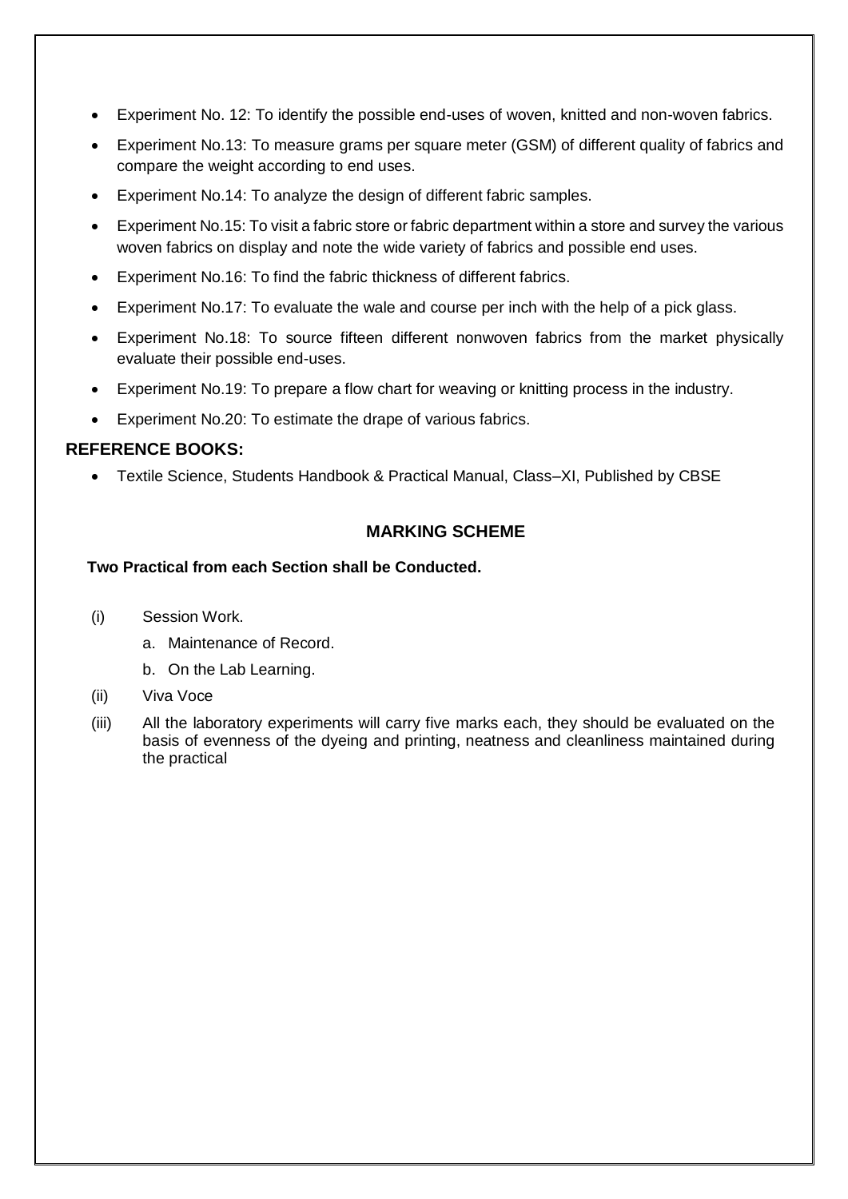- Experiment No. 12: To identify the possible end-uses of woven, knitted and non-woven fabrics.
- Experiment No.13: To measure grams per square meter (GSM) of different quality of fabrics and compare the weight according to end uses.
- Experiment No.14: To analyze the design of different fabric samples.
- Experiment No.15: To visit a fabric store or fabric department within a store and survey the various woven fabrics on display and note the wide variety of fabrics and possible end uses.
- Experiment No.16: To find the fabric thickness of different fabrics.
- Experiment No.17: To evaluate the wale and course per inch with the help of a pick glass.
- Experiment No.18: To source fifteen different nonwoven fabrics from the market physically evaluate their possible end-uses.
- Experiment No.19: To prepare a flow chart for weaving or knitting process in the industry.
- Experiment No.20: To estimate the drape of various fabrics.

## REFERENCE BOOKS:

- Textile Science, Students Handbook & Practical Manual, Class–XI, Published by CBSE

## MARKING SCHEME

**Two Practical from each Section shall be Conducted.**

(i) Session Work.

  a. Maintenance of Record.

  b. On the Lab Learning.

(ii) Viva Voce

(iii) All the laboratory experiments will carry five marks each, they should be evaluated on the basis of evenness of the dyeing and printing, neatness and cleanliness maintained during the practical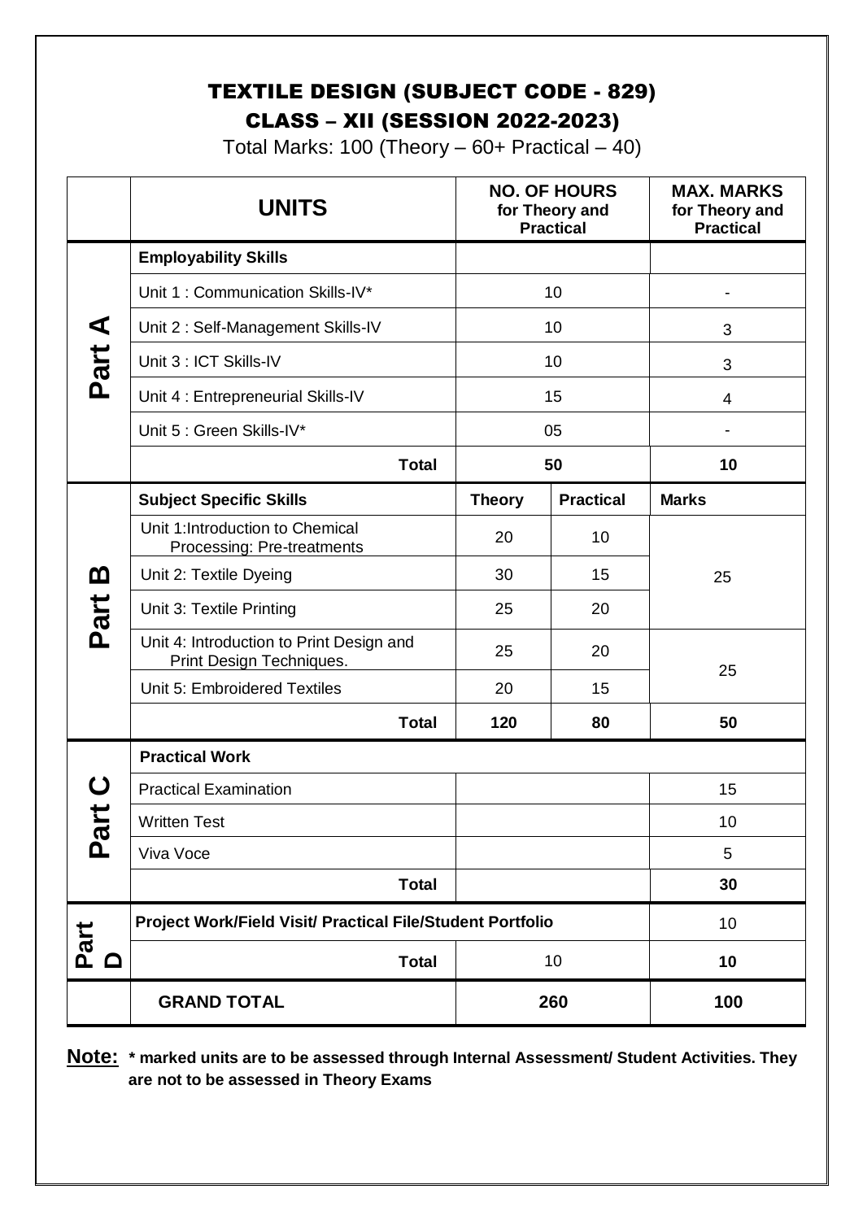# TEXTILE DESIGN (SUBJECT CODE - 829)

## CLASS – XII (SESSION 2022-2023)

Total Marks: 100 (Theory – 60+ Practical – 40)

| | UNITS | NO. OF HOURS for Theory and Practical | | MAX. MARKS for Theory and Practical |
|---|---|---|---|---|
| Part A | **Employability Skills** | | | |
| | Unit 1 : Communication Skills-IV* | 10 | | - |
| | Unit 2 : Self-Management Skills-IV | 10 | | 3 |
| | Unit 3 : ICT Skills-IV | 10 | | 3 |
| | Unit 4 : Entrepreneurial Skills-IV | 15 | | 4 |
| | Unit 5 : Green Skills-IV* | 05 | | - |
| | **Total** | **50** | | **10** |
| Part B | **Subject Specific Skills** | **Theory** | **Practical** | **Marks** |
| | Unit 1:Introduction to Chemical Processing: Pre-treatments | 20 | 10 | 25 |
| | Unit 2: Textile Dyeing | 30 | 15 | |
| | Unit 3: Textile Printing | 25 | 20 | |
| | Unit 4: Introduction to Print Design and Print Design Techniques. | 25 | 20 | 25 |
| | Unit 5: Embroidered Textiles | 20 | 15 | |
| | **Total** | **120** | **80** | **50** |
| Part C | **Practical Work** | | | |
| | Practical Examination | | | 15 |
| | Written Test | | | 10 |
| | Viva Voce | | | 5 |
| | **Total** | | | **30** |
| Part D | **Project Work/Field Visit/ Practical File/Student Portfolio** | | | 10 |
| | **Total** | 10 | | **10** |
| | **GRAND TOTAL** | **260** | | **100** |

**Note:** **\* marked units are to be assessed through Internal Assessment/ Student Activities. They are not to be assessed in Theory Exams**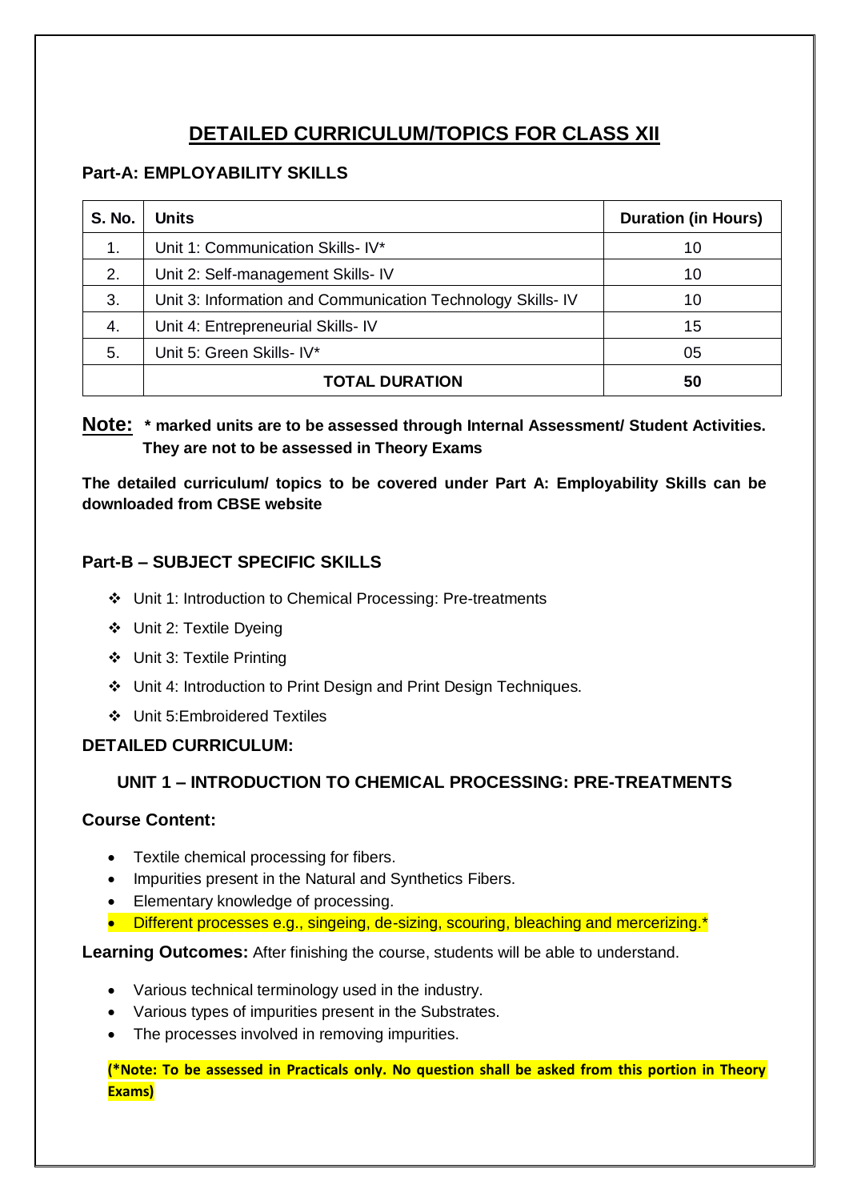# DETAILED CURRICULUM/TOPICS FOR CLASS XII

## Part-A: EMPLOYABILITY SKILLS

| S. No. | Units | Duration (in Hours) |
|---|---|---|
| 1. | Unit 1: Communication Skills- IV* | 10 |
| 2. | Unit 2: Self-management Skills- IV | 10 |
| 3. | Unit 3: Information and Communication Technology Skills- IV | 10 |
| 4. | Unit 4: Entrepreneurial Skills- IV | 15 |
| 5. | Unit 5: Green Skills- IV* | 05 |
| | **TOTAL DURATION** | **50** |

**Note:** **\* marked units are to be assessed through Internal Assessment/ Student Activities. They are not to be assessed in Theory Exams**

**The detailed curriculum/ topics to be covered under Part A: Employability Skills can be downloaded from CBSE website**

## Part-B – SUBJECT SPECIFIC SKILLS

- Unit 1: Introduction to Chemical Processing: Pre-treatments
- Unit 2: Textile Dyeing
- Unit 3: Textile Printing
- Unit 4: Introduction to Print Design and Print Design Techniques.
- Unit 5:Embroidered Textiles

## DETAILED CURRICULUM:

### UNIT 1 – INTRODUCTION TO CHEMICAL PROCESSING: PRE-TREATMENTS

**Course Content:**

- Textile chemical processing for fibers.
- Impurities present in the Natural and Synthetics Fibers.
- Elementary knowledge of processing.
- Different processes e.g., singeing, de-sizing, scouring, bleaching and mercerizing.*

**Learning Outcomes:** After finishing the course, students will be able to understand.

- Various technical terminology used in the industry.
- Various types of impurities present in the Substrates.
- The processes involved in removing impurities.

**(*Note: To be assessed in Practicals only. No question shall be asked from this portion in Theory Exams)**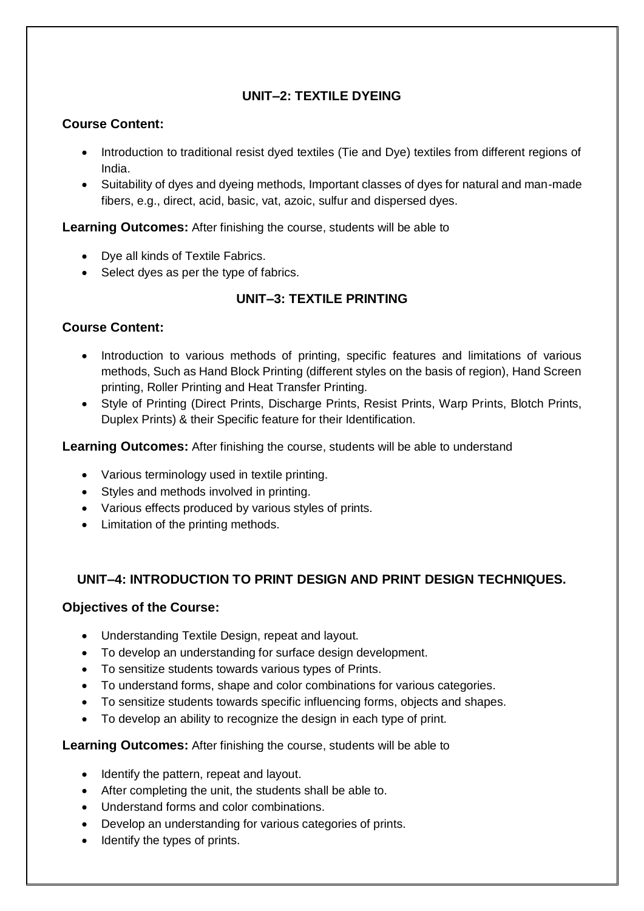## UNIT–2: TEXTILE DYEING

**Course Content:**

- Introduction to traditional resist dyed textiles (Tie and Dye) textiles from different regions of India.
- Suitability of dyes and dyeing methods, Important classes of dyes for natural and man-made fibers, e.g., direct, acid, basic, vat, azoic, sulfur and dispersed dyes.

**Learning Outcomes:** After finishing the course, students will be able to

- Dye all kinds of Textile Fabrics.
- Select dyes as per the type of fabrics.

## UNIT–3: TEXTILE PRINTING

**Course Content:**

- Introduction to various methods of printing, specific features and limitations of various methods, Such as Hand Block Printing (different styles on the basis of region), Hand Screen printing, Roller Printing and Heat Transfer Printing.
- Style of Printing (Direct Prints, Discharge Prints, Resist Prints, Warp Prints, Blotch Prints, Duplex Prints) & their Specific feature for their Identification.

**Learning Outcomes:** After finishing the course, students will be able to understand

- Various terminology used in textile printing.
- Styles and methods involved in printing.
- Various effects produced by various styles of prints.
- Limitation of the printing methods.

## UNIT–4: INTRODUCTION TO PRINT DESIGN AND PRINT DESIGN TECHNIQUES.

**Objectives of the Course:**

- Understanding Textile Design, repeat and layout.
- To develop an understanding for surface design development.
- To sensitize students towards various types of Prints.
- To understand forms, shape and color combinations for various categories.
- To sensitize students towards specific influencing forms, objects and shapes.
- To develop an ability to recognize the design in each type of print.

**Learning Outcomes:** After finishing the course, students will be able to

- Identify the pattern, repeat and layout.
- After completing the unit, the students shall be able to.
- Understand forms and color combinations.
- Develop an understanding for various categories of prints.
- Identify the types of prints.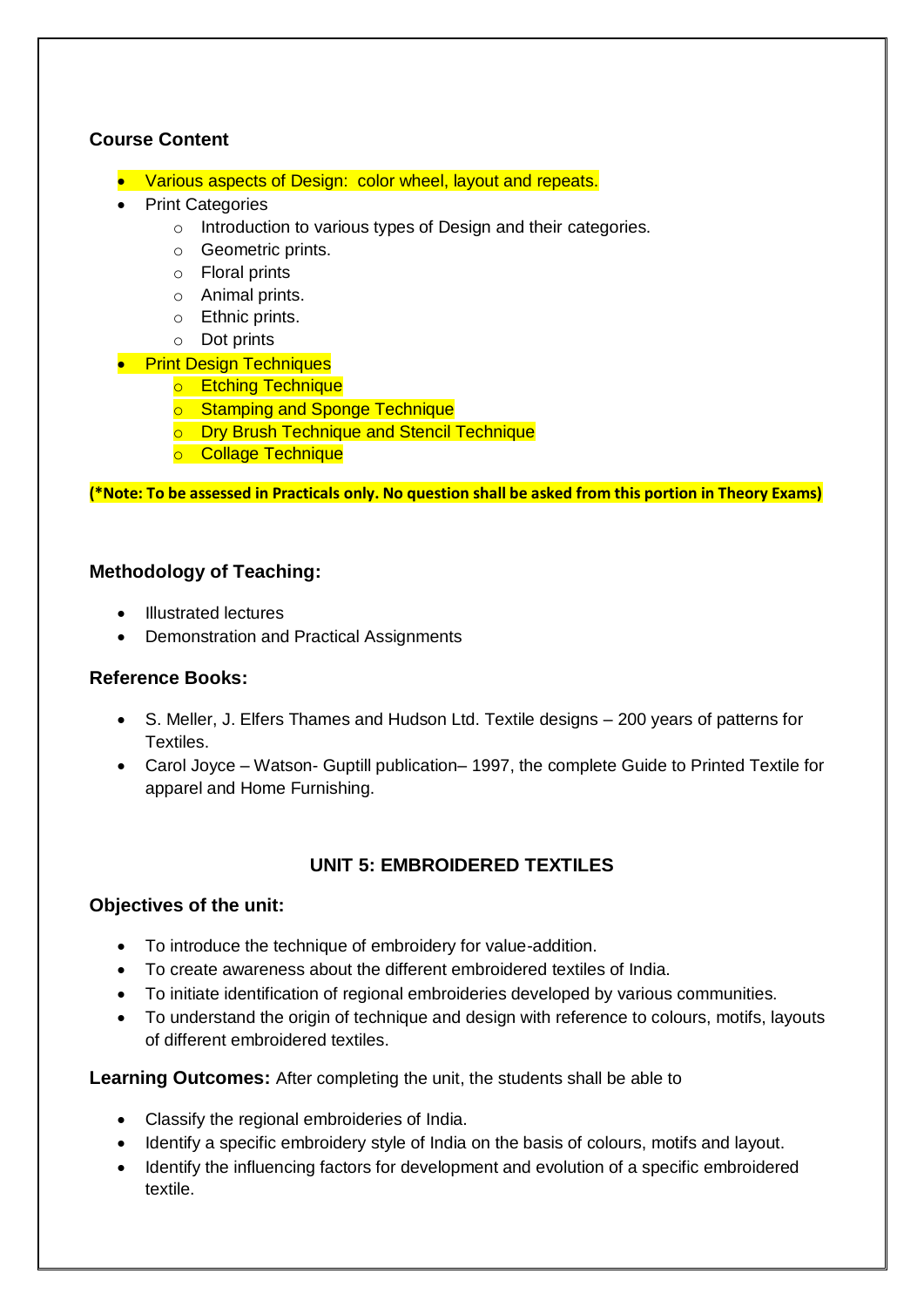### Course Content

- Various aspects of Design: color wheel, layout and repeats.
- Print Categories
  - Introduction to various types of Design and their categories.
  - Geometric prints.
  - Floral prints
  - Animal prints.
  - Ethnic prints.
  - Dot prints
- Print Design Techniques
  - Etching Technique
  - Stamping and Sponge Technique
  - Dry Brush Technique and Stencil Technique
  - Collage Technique

**(*Note: To be assessed in Practicals only. No question shall be asked from this portion in Theory Exams)**

### Methodology of Teaching:

- Illustrated lectures
- Demonstration and Practical Assignments

### Reference Books:

- S. Meller, J. Elfers Thames and Hudson Ltd. Textile designs – 200 years of patterns for Textiles.
- Carol Joyce – Watson- Guptill publication– 1997, the complete Guide to Printed Textile for apparel and Home Furnishing.

## UNIT 5: EMBROIDERED TEXTILES

### Objectives of the unit:

- To introduce the technique of embroidery for value-addition.
- To create awareness about the different embroidered textiles of India.
- To initiate identification of regional embroideries developed by various communities.
- To understand the origin of technique and design with reference to colours, motifs, layouts of different embroidered textiles.

**Learning Outcomes:** After completing the unit, the students shall be able to

- Classify the regional embroideries of India.
- Identify a specific embroidery style of India on the basis of colours, motifs and layout.
- Identify the influencing factors for development and evolution of a specific embroidered textile.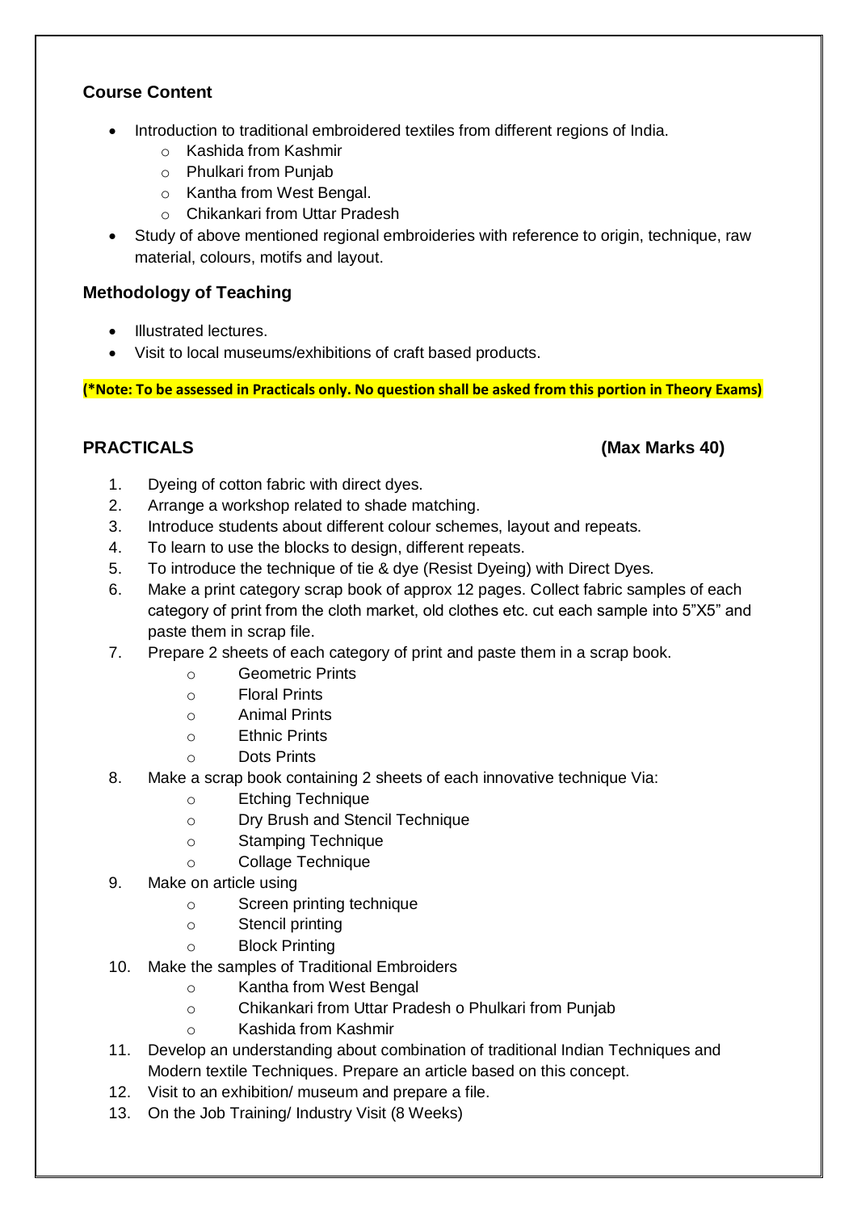## Course Content

- Introduction to traditional embroidered textiles from different regions of India.
  - Kashida from Kashmir
  - Phulkari from Punjab
  - Kantha from West Bengal.
  - Chikankari from Uttar Pradesh
- Study of above mentioned regional embroideries with reference to origin, technique, raw material, colours, motifs and layout.

## Methodology of Teaching

- Illustrated lectures.
- Visit to local museums/exhibitions of craft based products.

**(*Note: To be assessed in Practicals only. No question shall be asked from this portion in Theory Exams)**

## PRACTICALS (Max Marks 40)

1. Dyeing of cotton fabric with direct dyes.
2. Arrange a workshop related to shade matching.
3. Introduce students about different colour schemes, layout and repeats.
4. To learn to use the blocks to design, different repeats.
5. To introduce the technique of tie & dye (Resist Dyeing) with Direct Dyes.
6. Make a print category scrap book of approx 12 pages. Collect fabric samples of each category of print from the cloth market, old clothes etc. cut each sample into 5"X5" and paste them in scrap file.
7. Prepare 2 sheets of each category of print and paste them in a scrap book.
   - Geometric Prints
   - Floral Prints
   - Animal Prints
   - Ethnic Prints
   - Dots Prints
8. Make a scrap book containing 2 sheets of each innovative technique Via:
   - Etching Technique
   - Dry Brush and Stencil Technique
   - Stamping Technique
   - Collage Technique
9. Make on article using
   - Screen printing technique
   - Stencil printing
   - Block Printing
10. Make the samples of Traditional Embroiders
    - Kantha from West Bengal
    - Chikankari from Uttar Pradesh o Phulkari from Punjab
    - Kashida from Kashmir
11. Develop an understanding about combination of traditional Indian Techniques and Modern textile Techniques. Prepare an article based on this concept.
12. Visit to an exhibition/ museum and prepare a file.
13. On the Job Training/ Industry Visit (8 Weeks)